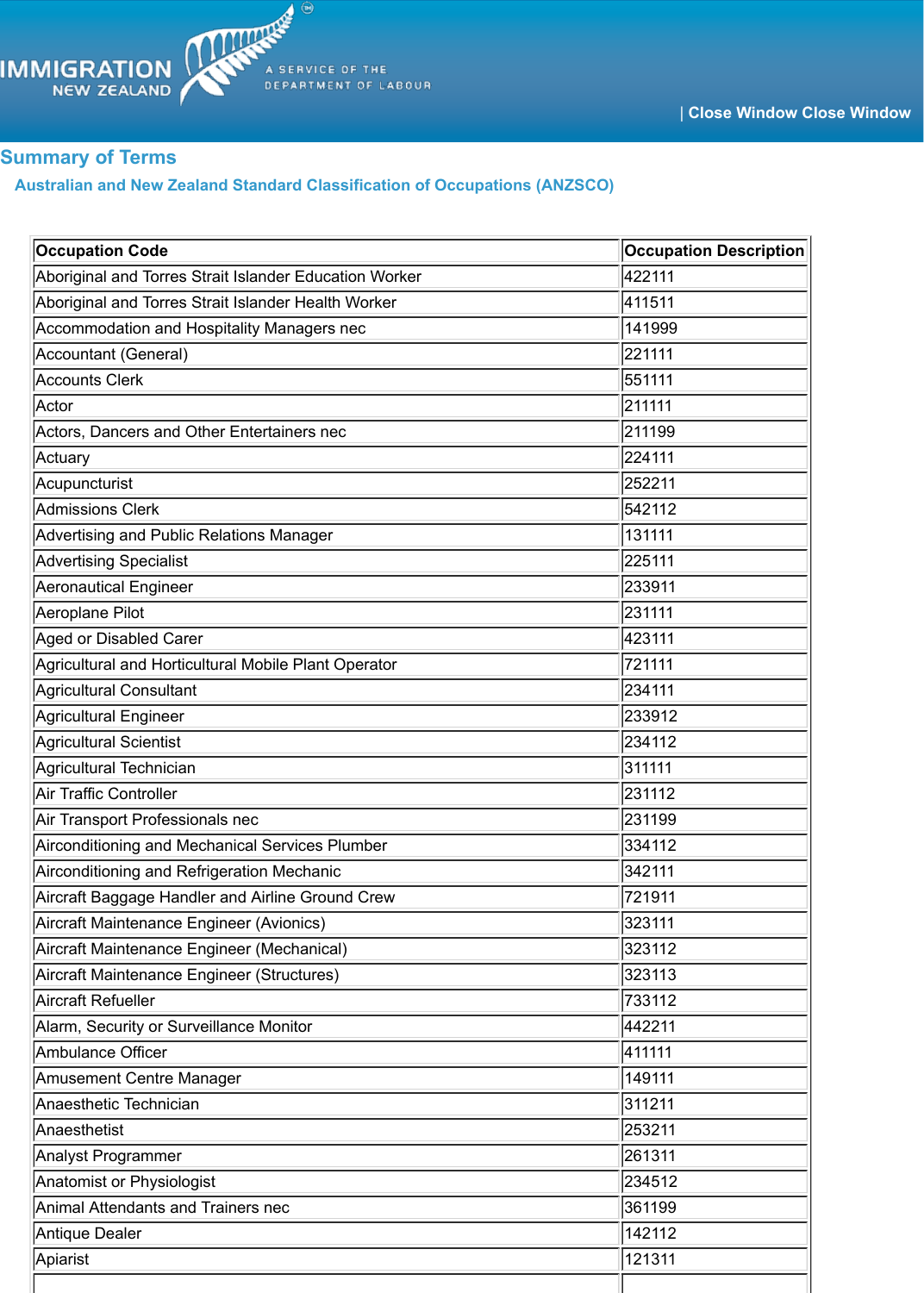IMMIGRATION NEW ZEALAND

A SERVICE OF THE DEPARTMENT OF LABOUR

| Close Window Close Window

# Summary of Terms

## Australian and New Zealand Standard Classification of Occupations (ANZSCO)

| Occupation Code | Occupation Description |
|---|---|
| Aboriginal and Torres Strait Islander Education Worker | 422111 |
| Aboriginal and Torres Strait Islander Health Worker | 411511 |
| Accommodation and Hospitality Managers nec | 141999 |
| Accountant (General) | 221111 |
| Accounts Clerk | 551111 |
| Actor | 211111 |
| Actors, Dancers and Other Entertainers nec | 211199 |
| Actuary | 224111 |
| Acupuncturist | 252211 |
| Admissions Clerk | 542112 |
| Advertising and Public Relations Manager | 131111 |
| Advertising Specialist | 225111 |
| Aeronautical Engineer | 233911 |
| Aeroplane Pilot | 231111 |
| Aged or Disabled Carer | 423111 |
| Agricultural and Horticultural Mobile Plant Operator | 721111 |
| Agricultural Consultant | 234111 |
| Agricultural Engineer | 233912 |
| Agricultural Scientist | 234112 |
| Agricultural Technician | 311111 |
| Air Traffic Controller | 231112 |
| Air Transport Professionals nec | 231199 |
| Airconditioning and Mechanical Services Plumber | 334112 |
| Airconditioning and Refrigeration Mechanic | 342111 |
| Aircraft Baggage Handler and Airline Ground Crew | 721911 |
| Aircraft Maintenance Engineer (Avionics) | 323111 |
| Aircraft Maintenance Engineer (Mechanical) | 323112 |
| Aircraft Maintenance Engineer (Structures) | 323113 |
| Aircraft Refueller | 733112 |
| Alarm, Security or Surveillance Monitor | 442211 |
| Ambulance Officer | 411111 |
| Amusement Centre Manager | 149111 |
| Anaesthetic Technician | 311211 |
| Anaesthetist | 253211 |
| Analyst Programmer | 261311 |
| Anatomist or Physiologist | 234512 |
| Animal Attendants and Trainers nec | 361199 |
| Antique Dealer | 142112 |
| Apiarist | 121311 |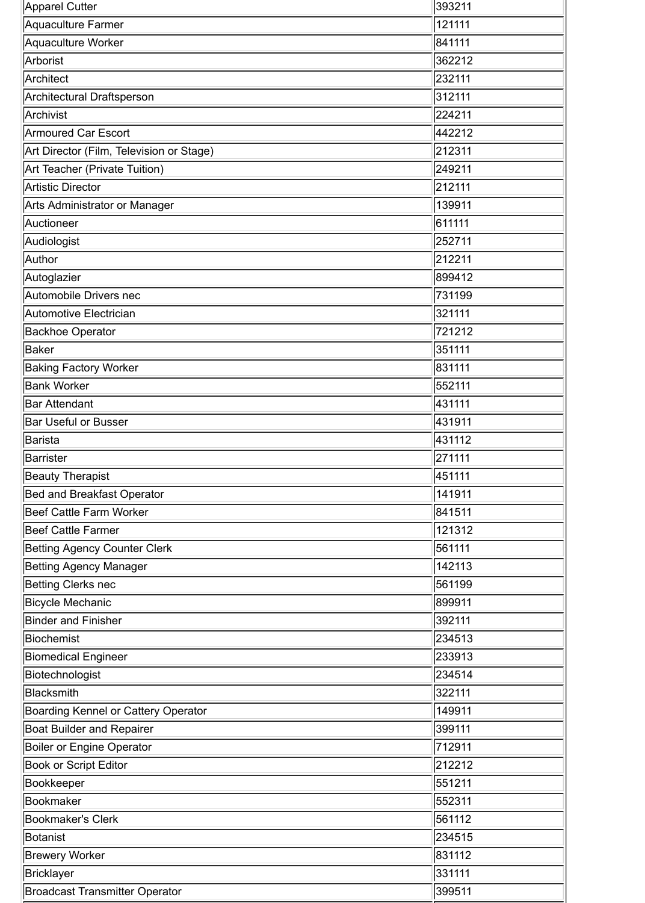| | |
|---|---|
| Apparel Cutter | 393211 |
| Aquaculture Farmer | 121111 |
| Aquaculture Worker | 841111 |
| Arborist | 362212 |
| Architect | 232111 |
| Architectural Draftsperson | 312111 |
| Archivist | 224211 |
| Armoured Car Escort | 442212 |
| Art Director (Film, Television or Stage) | 212311 |
| Art Teacher (Private Tuition) | 249211 |
| Artistic Director | 212111 |
| Arts Administrator or Manager | 139911 |
| Auctioneer | 611111 |
| Audiologist | 252711 |
| Author | 212211 |
| Autoglazier | 899412 |
| Automobile Drivers nec | 731199 |
| Automotive Electrician | 321111 |
| Backhoe Operator | 721212 |
| Baker | 351111 |
| Baking Factory Worker | 831111 |
| Bank Worker | 552111 |
| Bar Attendant | 431111 |
| Bar Useful or Busser | 431911 |
| Barista | 431112 |
| Barrister | 271111 |
| Beauty Therapist | 451111 |
| Bed and Breakfast Operator | 141911 |
| Beef Cattle Farm Worker | 841511 |
| Beef Cattle Farmer | 121312 |
| Betting Agency Counter Clerk | 561111 |
| Betting Agency Manager | 142113 |
| Betting Clerks nec | 561199 |
| Bicycle Mechanic | 899911 |
| Binder and Finisher | 392111 |
| Biochemist | 234513 |
| Biomedical Engineer | 233913 |
| Biotechnologist | 234514 |
| Blacksmith | 322111 |
| Boarding Kennel or Cattery Operator | 149911 |
| Boat Builder and Repairer | 399111 |
| Boiler or Engine Operator | 712911 |
| Book or Script Editor | 212212 |
| Bookkeeper | 551211 |
| Bookmaker | 552311 |
| Bookmaker's Clerk | 561112 |
| Botanist | 234515 |
| Brewery Worker | 831112 |
| Bricklayer | 331111 |
| Broadcast Transmitter Operator | 399511 |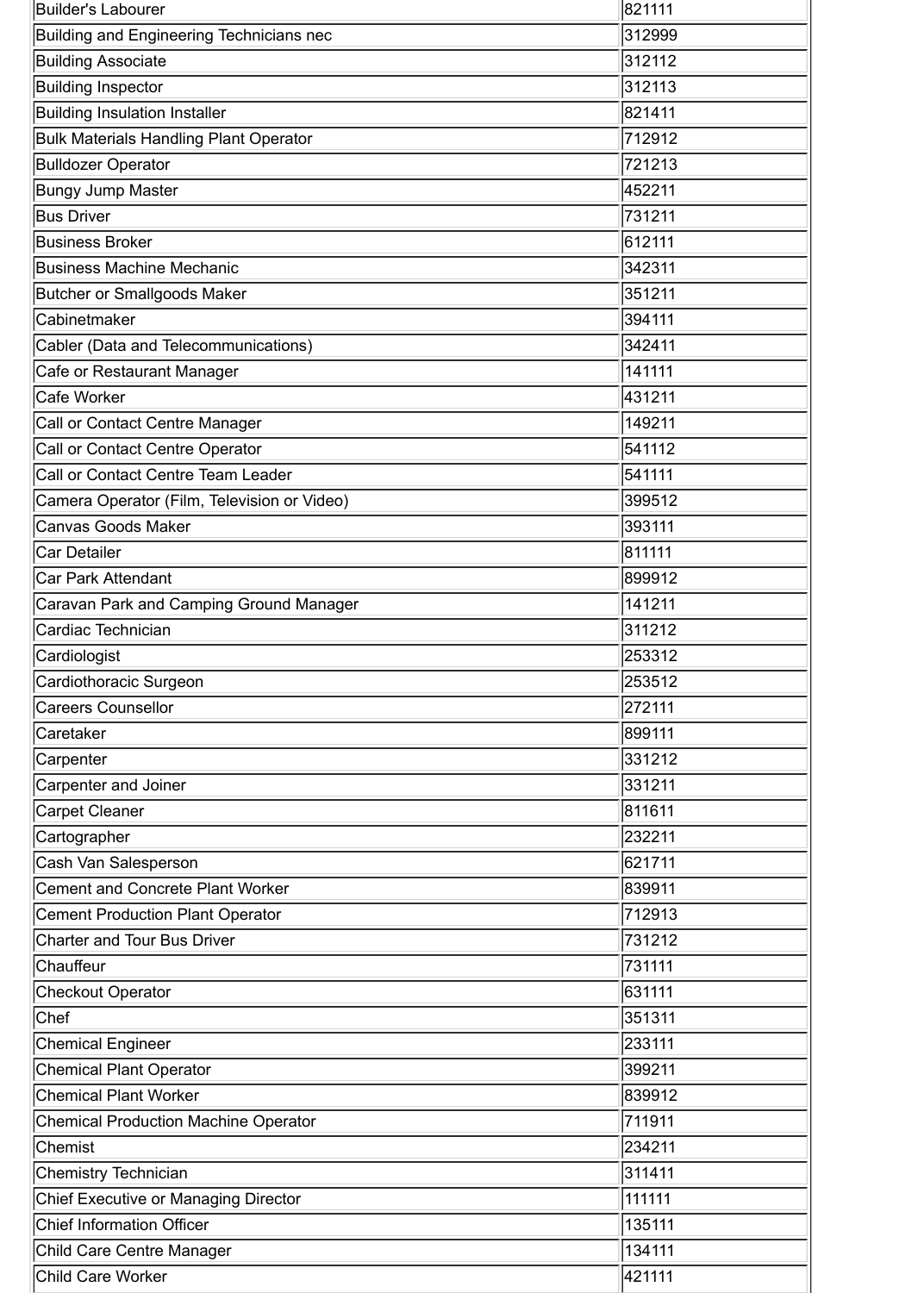| | |
|---|---|
| Builder's Labourer | 821111 |
| Building and Engineering Technicians nec | 312999 |
| Building Associate | 312112 |
| Building Inspector | 312113 |
| Building Insulation Installer | 821411 |
| Bulk Materials Handling Plant Operator | 712912 |
| Bulldozer Operator | 721213 |
| Bungy Jump Master | 452211 |
| Bus Driver | 731211 |
| Business Broker | 612111 |
| Business Machine Mechanic | 342311 |
| Butcher or Smallgoods Maker | 351211 |
| Cabinetmaker | 394111 |
| Cabler (Data and Telecommunications) | 342411 |
| Cafe or Restaurant Manager | 141111 |
| Cafe Worker | 431211 |
| Call or Contact Centre Manager | 149211 |
| Call or Contact Centre Operator | 541112 |
| Call or Contact Centre Team Leader | 541111 |
| Camera Operator (Film, Television or Video) | 399512 |
| Canvas Goods Maker | 393111 |
| Car Detailer | 811111 |
| Car Park Attendant | 899912 |
| Caravan Park and Camping Ground Manager | 141211 |
| Cardiac Technician | 311212 |
| Cardiologist | 253312 |
| Cardiothoracic Surgeon | 253512 |
| Careers Counsellor | 272111 |
| Caretaker | 899111 |
| Carpenter | 331212 |
| Carpenter and Joiner | 331211 |
| Carpet Cleaner | 811611 |
| Cartographer | 232211 |
| Cash Van Salesperson | 621711 |
| Cement and Concrete Plant Worker | 839911 |
| Cement Production Plant Operator | 712913 |
| Charter and Tour Bus Driver | 731212 |
| Chauffeur | 731111 |
| Checkout Operator | 631111 |
| Chef | 351311 |
| Chemical Engineer | 233111 |
| Chemical Plant Operator | 399211 |
| Chemical Plant Worker | 839912 |
| Chemical Production Machine Operator | 711911 |
| Chemist | 234211 |
| Chemistry Technician | 311411 |
| Chief Executive or Managing Director | 111111 |
| Chief Information Officer | 135111 |
| Child Care Centre Manager | 134111 |
| Child Care Worker | 421111 |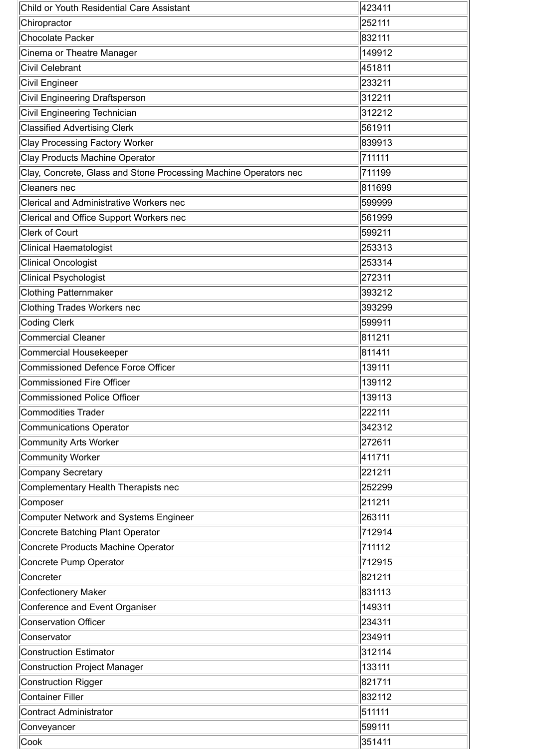| | |
|---|---|
| Child or Youth Residential Care Assistant | 423411 |
| Chiropractor | 252111 |
| Chocolate Packer | 832111 |
| Cinema or Theatre Manager | 149912 |
| Civil Celebrant | 451811 |
| Civil Engineer | 233211 |
| Civil Engineering Draftsperson | 312211 |
| Civil Engineering Technician | 312212 |
| Classified Advertising Clerk | 561911 |
| Clay Processing Factory Worker | 839913 |
| Clay Products Machine Operator | 711111 |
| Clay, Concrete, Glass and Stone Processing Machine Operators nec | 711199 |
| Cleaners nec | 811699 |
| Clerical and Administrative Workers nec | 599999 |
| Clerical and Office Support Workers nec | 561999 |
| Clerk of Court | 599211 |
| Clinical Haematologist | 253313 |
| Clinical Oncologist | 253314 |
| Clinical Psychologist | 272311 |
| Clothing Patternmaker | 393212 |
| Clothing Trades Workers nec | 393299 |
| Coding Clerk | 599911 |
| Commercial Cleaner | 811211 |
| Commercial Housekeeper | 811411 |
| Commissioned Defence Force Officer | 139111 |
| Commissioned Fire Officer | 139112 |
| Commissioned Police Officer | 139113 |
| Commodities Trader | 222111 |
| Communications Operator | 342312 |
| Community Arts Worker | 272611 |
| Community Worker | 411711 |
| Company Secretary | 221211 |
| Complementary Health Therapists nec | 252299 |
| Composer | 211211 |
| Computer Network and Systems Engineer | 263111 |
| Concrete Batching Plant Operator | 712914 |
| Concrete Products Machine Operator | 711112 |
| Concrete Pump Operator | 712915 |
| Concreter | 821211 |
| Confectionery Maker | 831113 |
| Conference and Event Organiser | 149311 |
| Conservation Officer | 234311 |
| Conservator | 234911 |
| Construction Estimator | 312114 |
| Construction Project Manager | 133111 |
| Construction Rigger | 821711 |
| Container Filler | 832112 |
| Contract Administrator | 511111 |
| Conveyancer | 599111 |
| Cook | 351411 |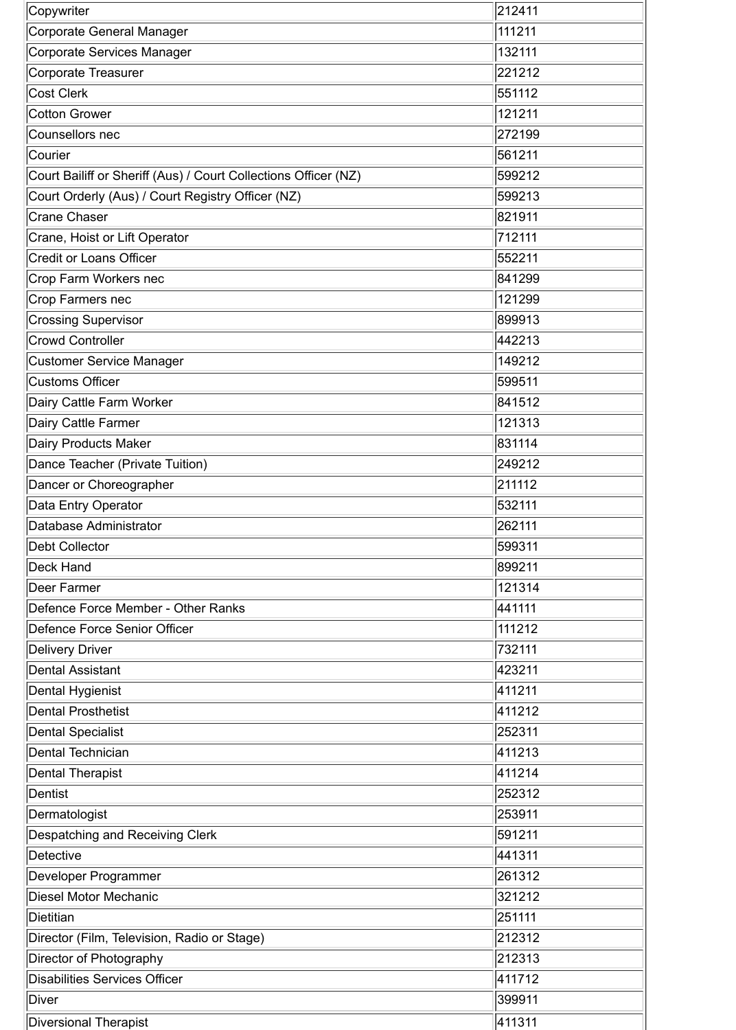| | |
|---|---|
| Copywriter | 212411 |
| Corporate General Manager | 111211 |
| Corporate Services Manager | 132111 |
| Corporate Treasurer | 221212 |
| Cost Clerk | 551112 |
| Cotton Grower | 121211 |
| Counsellors nec | 272199 |
| Courier | 561211 |
| Court Bailiff or Sheriff (Aus) / Court Collections Officer (NZ) | 599212 |
| Court Orderly (Aus) / Court Registry Officer (NZ) | 599213 |
| Crane Chaser | 821911 |
| Crane, Hoist or Lift Operator | 712111 |
| Credit or Loans Officer | 552211 |
| Crop Farm Workers nec | 841299 |
| Crop Farmers nec | 121299 |
| Crossing Supervisor | 899913 |
| Crowd Controller | 442213 |
| Customer Service Manager | 149212 |
| Customs Officer | 599511 |
| Dairy Cattle Farm Worker | 841512 |
| Dairy Cattle Farmer | 121313 |
| Dairy Products Maker | 831114 |
| Dance Teacher (Private Tuition) | 249212 |
| Dancer or Choreographer | 211112 |
| Data Entry Operator | 532111 |
| Database Administrator | 262111 |
| Debt Collector | 599311 |
| Deck Hand | 899211 |
| Deer Farmer | 121314 |
| Defence Force Member - Other Ranks | 441111 |
| Defence Force Senior Officer | 111212 |
| Delivery Driver | 732111 |
| Dental Assistant | 423211 |
| Dental Hygienist | 411211 |
| Dental Prosthetist | 411212 |
| Dental Specialist | 252311 |
| Dental Technician | 411213 |
| Dental Therapist | 411214 |
| Dentist | 252312 |
| Dermatologist | 253911 |
| Despatching and Receiving Clerk | 591211 |
| Detective | 441311 |
| Developer Programmer | 261312 |
| Diesel Motor Mechanic | 321212 |
| Dietitian | 251111 |
| Director (Film, Television, Radio or Stage) | 212312 |
| Director of Photography | 212313 |
| Disabilities Services Officer | 411712 |
| Diver | 399911 |
| Diversional Therapist | 411311 |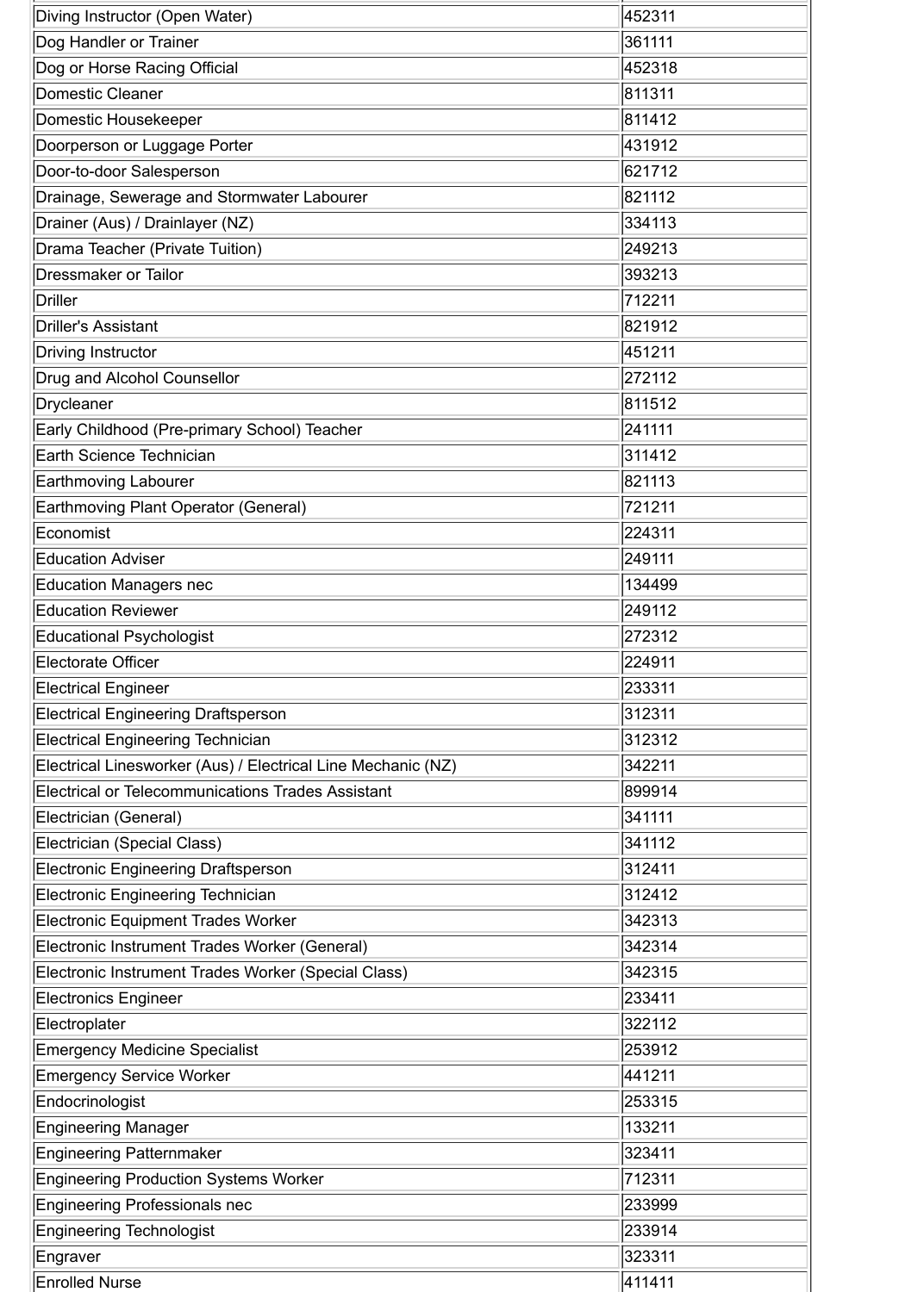| | |
|---|---|
| Diving Instructor (Open Water) | 452311 |
| Dog Handler or Trainer | 361111 |
| Dog or Horse Racing Official | 452318 |
| Domestic Cleaner | 811311 |
| Domestic Housekeeper | 811412 |
| Doorperson or Luggage Porter | 431912 |
| Door-to-door Salesperson | 621712 |
| Drainage, Sewerage and Stormwater Labourer | 821112 |
| Drainer (Aus) / Drainlayer (NZ) | 334113 |
| Drama Teacher (Private Tuition) | 249213 |
| Dressmaker or Tailor | 393213 |
| Driller | 712211 |
| Driller's Assistant | 821912 |
| Driving Instructor | 451211 |
| Drug and Alcohol Counsellor | 272112 |
| Drycleaner | 811512 |
| Early Childhood (Pre-primary School) Teacher | 241111 |
| Earth Science Technician | 311412 |
| Earthmoving Labourer | 821113 |
| Earthmoving Plant Operator (General) | 721211 |
| Economist | 224311 |
| Education Adviser | 249111 |
| Education Managers nec | 134499 |
| Education Reviewer | 249112 |
| Educational Psychologist | 272312 |
| Electorate Officer | 224911 |
| Electrical Engineer | 233311 |
| Electrical Engineering Draftsperson | 312311 |
| Electrical Engineering Technician | 312312 |
| Electrical Linesworker (Aus) / Electrical Line Mechanic (NZ) | 342211 |
| Electrical or Telecommunications Trades Assistant | 899914 |
| Electrician (General) | 341111 |
| Electrician (Special Class) | 341112 |
| Electronic Engineering Draftsperson | 312411 |
| Electronic Engineering Technician | 312412 |
| Electronic Equipment Trades Worker | 342313 |
| Electronic Instrument Trades Worker (General) | 342314 |
| Electronic Instrument Trades Worker (Special Class) | 342315 |
| Electronics Engineer | 233411 |
| Electroplater | 322112 |
| Emergency Medicine Specialist | 253912 |
| Emergency Service Worker | 441211 |
| Endocrinologist | 253315 |
| Engineering Manager | 133211 |
| Engineering Patternmaker | 323411 |
| Engineering Production Systems Worker | 712311 |
| Engineering Professionals nec | 233999 |
| Engineering Technologist | 233914 |
| Engraver | 323311 |
| Enrolled Nurse | 411411 |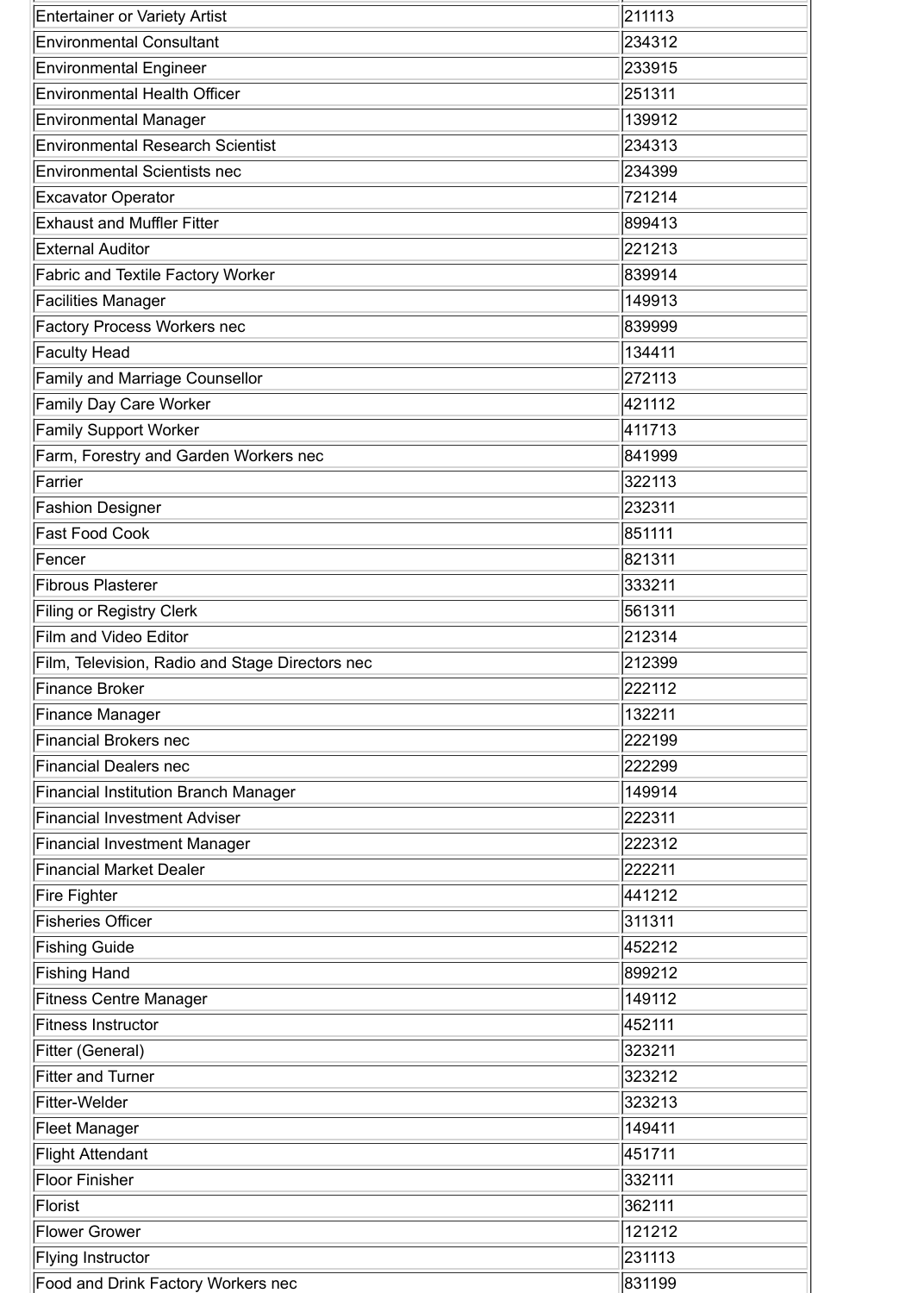| | |
|---|---|
| Entertainer or Variety Artist | 211113 |
| Environmental Consultant | 234312 |
| Environmental Engineer | 233915 |
| Environmental Health Officer | 251311 |
| Environmental Manager | 139912 |
| Environmental Research Scientist | 234313 |
| Environmental Scientists nec | 234399 |
| Excavator Operator | 721214 |
| Exhaust and Muffler Fitter | 899413 |
| External Auditor | 221213 |
| Fabric and Textile Factory Worker | 839914 |
| Facilities Manager | 149913 |
| Factory Process Workers nec | 839999 |
| Faculty Head | 134411 |
| Family and Marriage Counsellor | 272113 |
| Family Day Care Worker | 421112 |
| Family Support Worker | 411713 |
| Farm, Forestry and Garden Workers nec | 841999 |
| Farrier | 322113 |
| Fashion Designer | 232311 |
| Fast Food Cook | 851111 |
| Fencer | 821311 |
| Fibrous Plasterer | 333211 |
| Filing or Registry Clerk | 561311 |
| Film and Video Editor | 212314 |
| Film, Television, Radio and Stage Directors nec | 212399 |
| Finance Broker | 222112 |
| Finance Manager | 132211 |
| Financial Brokers nec | 222199 |
| Financial Dealers nec | 222299 |
| Financial Institution Branch Manager | 149914 |
| Financial Investment Adviser | 222311 |
| Financial Investment Manager | 222312 |
| Financial Market Dealer | 222211 |
| Fire Fighter | 441212 |
| Fisheries Officer | 311311 |
| Fishing Guide | 452212 |
| Fishing Hand | 899212 |
| Fitness Centre Manager | 149112 |
| Fitness Instructor | 452111 |
| Fitter (General) | 323211 |
| Fitter and Turner | 323212 |
| Fitter-Welder | 323213 |
| Fleet Manager | 149411 |
| Flight Attendant | 451711 |
| Floor Finisher | 332111 |
| Florist | 362111 |
| Flower Grower | 121212 |
| Flying Instructor | 231113 |
| Food and Drink Factory Workers nec | 831199 |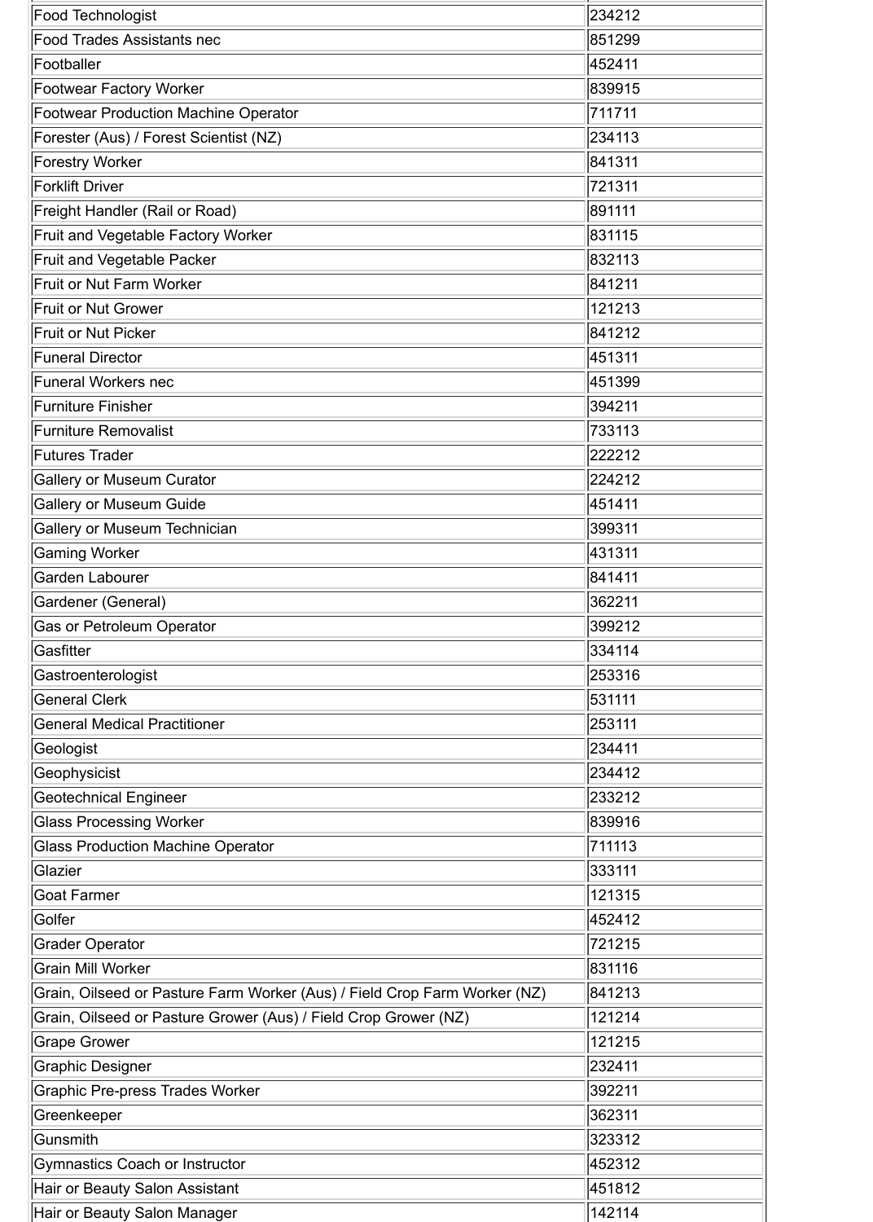| | |
|---|---|
| Food Technologist | 234212 |
| Food Trades Assistants nec | 851299 |
| Footballer | 452411 |
| Footwear Factory Worker | 839915 |
| Footwear Production Machine Operator | 711711 |
| Forester (Aus) / Forest Scientist (NZ) | 234113 |
| Forestry Worker | 841311 |
| Forklift Driver | 721311 |
| Freight Handler (Rail or Road) | 891111 |
| Fruit and Vegetable Factory Worker | 831115 |
| Fruit and Vegetable Packer | 832113 |
| Fruit or Nut Farm Worker | 841211 |
| Fruit or Nut Grower | 121213 |
| Fruit or Nut Picker | 841212 |
| Funeral Director | 451311 |
| Funeral Workers nec | 451399 |
| Furniture Finisher | 394211 |
| Furniture Removalist | 733113 |
| Futures Trader | 222212 |
| Gallery or Museum Curator | 224212 |
| Gallery or Museum Guide | 451411 |
| Gallery or Museum Technician | 399311 |
| Gaming Worker | 431311 |
| Garden Labourer | 841411 |
| Gardener (General) | 362211 |
| Gas or Petroleum Operator | 399212 |
| Gasfitter | 334114 |
| Gastroenterologist | 253316 |
| General Clerk | 531111 |
| General Medical Practitioner | 253111 |
| Geologist | 234411 |
| Geophysicist | 234412 |
| Geotechnical Engineer | 233212 |
| Glass Processing Worker | 839916 |
| Glass Production Machine Operator | 711113 |
| Glazier | 333111 |
| Goat Farmer | 121315 |
| Golfer | 452412 |
| Grader Operator | 721215 |
| Grain Mill Worker | 831116 |
| Grain, Oilseed or Pasture Farm Worker (Aus) / Field Crop Farm Worker (NZ) | 841213 |
| Grain, Oilseed or Pasture Grower (Aus) / Field Crop Grower (NZ) | 121214 |
| Grape Grower | 121215 |
| Graphic Designer | 232411 |
| Graphic Pre-press Trades Worker | 392211 |
| Greenkeeper | 362311 |
| Gunsmith | 323312 |
| Gymnastics Coach or Instructor | 452312 |
| Hair or Beauty Salon Assistant | 451812 |
| Hair or Beauty Salon Manager | 142114 |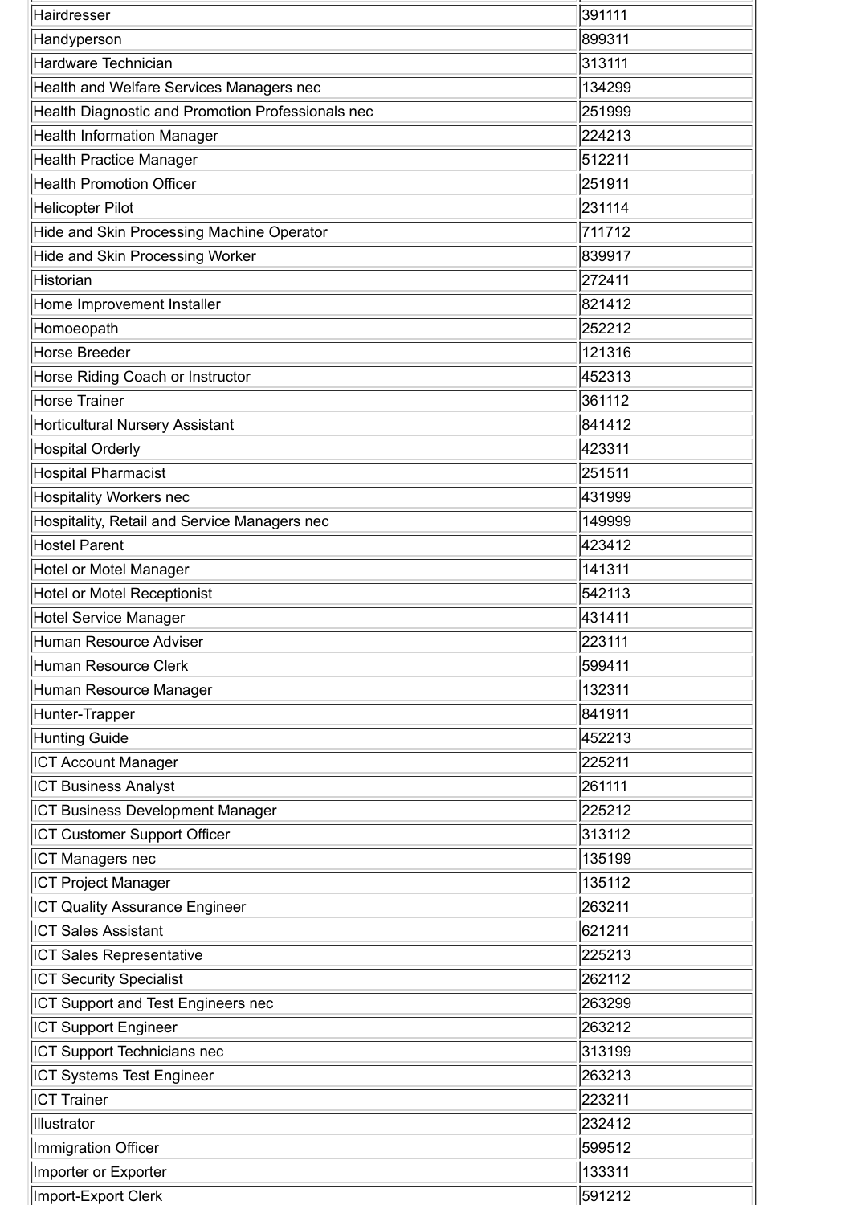| | |
|---|---|
| Hairdresser | 391111 |
| Handyperson | 899311 |
| Hardware Technician | 313111 |
| Health and Welfare Services Managers nec | 134299 |
| Health Diagnostic and Promotion Professionals nec | 251999 |
| Health Information Manager | 224213 |
| Health Practice Manager | 512211 |
| Health Promotion Officer | 251911 |
| Helicopter Pilot | 231114 |
| Hide and Skin Processing Machine Operator | 711712 |
| Hide and Skin Processing Worker | 839917 |
| Historian | 272411 |
| Home Improvement Installer | 821412 |
| Homoeopath | 252212 |
| Horse Breeder | 121316 |
| Horse Riding Coach or Instructor | 452313 |
| Horse Trainer | 361112 |
| Horticultural Nursery Assistant | 841412 |
| Hospital Orderly | 423311 |
| Hospital Pharmacist | 251511 |
| Hospitality Workers nec | 431999 |
| Hospitality, Retail and Service Managers nec | 149999 |
| Hostel Parent | 423412 |
| Hotel or Motel Manager | 141311 |
| Hotel or Motel Receptionist | 542113 |
| Hotel Service Manager | 431411 |
| Human Resource Adviser | 223111 |
| Human Resource Clerk | 599411 |
| Human Resource Manager | 132311 |
| Hunter-Trapper | 841911 |
| Hunting Guide | 452213 |
| ICT Account Manager | 225211 |
| ICT Business Analyst | 261111 |
| ICT Business Development Manager | 225212 |
| ICT Customer Support Officer | 313112 |
| ICT Managers nec | 135199 |
| ICT Project Manager | 135112 |
| ICT Quality Assurance Engineer | 263211 |
| ICT Sales Assistant | 621211 |
| ICT Sales Representative | 225213 |
| ICT Security Specialist | 262112 |
| ICT Support and Test Engineers nec | 263299 |
| ICT Support Engineer | 263212 |
| ICT Support Technicians nec | 313199 |
| ICT Systems Test Engineer | 263213 |
| ICT Trainer | 223211 |
| Illustrator | 232412 |
| Immigration Officer | 599512 |
| Importer or Exporter | 133311 |
| Import-Export Clerk | 591212 |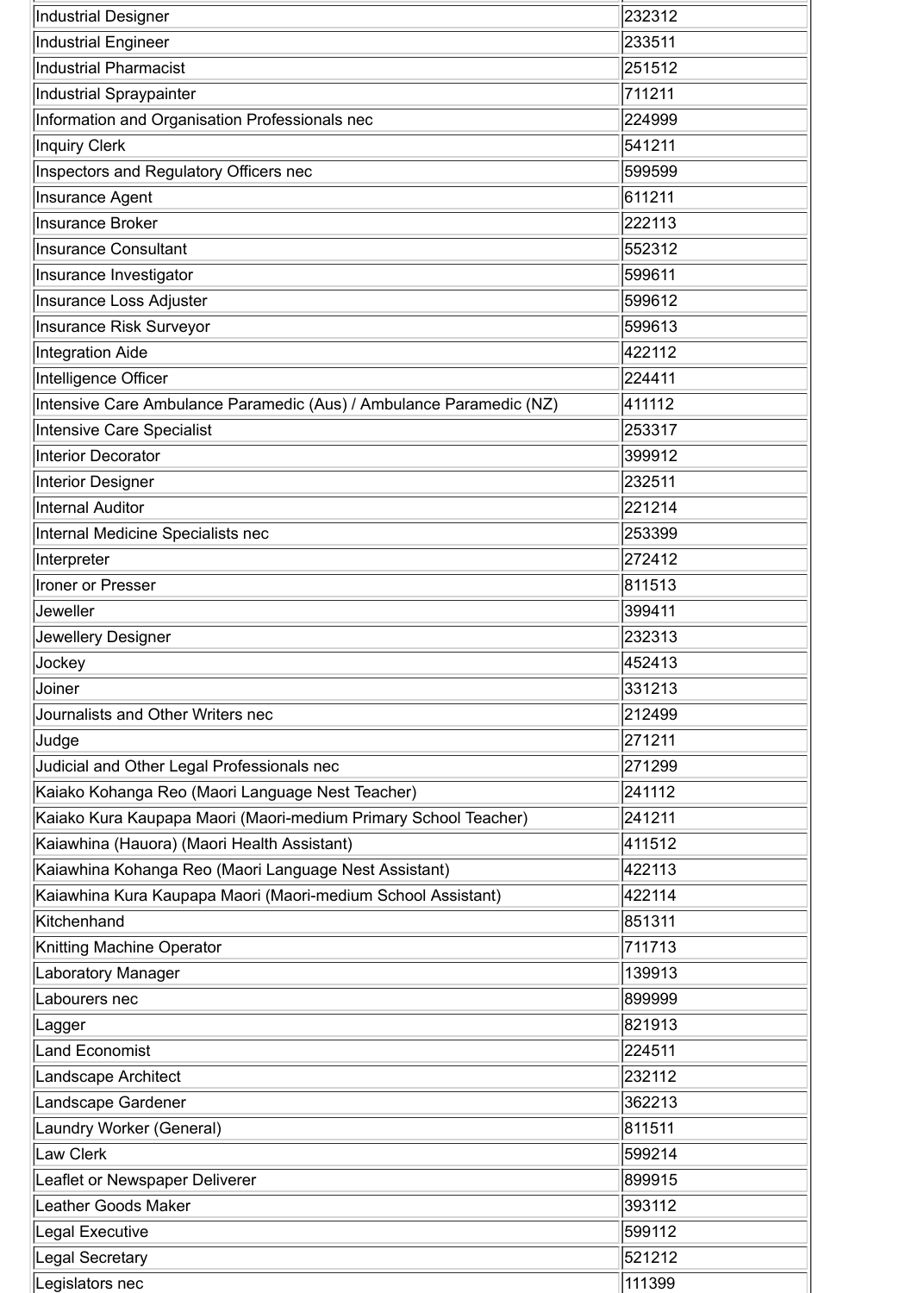| | |
|---|---|
| Industrial Designer | 232312 |
| Industrial Engineer | 233511 |
| Industrial Pharmacist | 251512 |
| Industrial Spraypainter | 711211 |
| Information and Organisation Professionals nec | 224999 |
| Inquiry Clerk | 541211 |
| Inspectors and Regulatory Officers nec | 599599 |
| Insurance Agent | 611211 |
| Insurance Broker | 222113 |
| Insurance Consultant | 552312 |
| Insurance Investigator | 599611 |
| Insurance Loss Adjuster | 599612 |
| Insurance Risk Surveyor | 599613 |
| Integration Aide | 422112 |
| Intelligence Officer | 224411 |
| Intensive Care Ambulance Paramedic (Aus) / Ambulance Paramedic (NZ) | 411112 |
| Intensive Care Specialist | 253317 |
| Interior Decorator | 399912 |
| Interior Designer | 232511 |
| Internal Auditor | 221214 |
| Internal Medicine Specialists nec | 253399 |
| Interpreter | 272412 |
| Ironer or Presser | 811513 |
| Jeweller | 399411 |
| Jewellery Designer | 232313 |
| Jockey | 452413 |
| Joiner | 331213 |
| Journalists and Other Writers nec | 212499 |
| Judge | 271211 |
| Judicial and Other Legal Professionals nec | 271299 |
| Kaiako Kohanga Reo (Maori Language Nest Teacher) | 241112 |
| Kaiako Kura Kaupapa Maori (Maori-medium Primary School Teacher) | 241211 |
| Kaiawhina (Hauora) (Maori Health Assistant) | 411512 |
| Kaiawhina Kohanga Reo (Maori Language Nest Assistant) | 422113 |
| Kaiawhina Kura Kaupapa Maori (Maori-medium School Assistant) | 422114 |
| Kitchenhand | 851311 |
| Knitting Machine Operator | 711713 |
| Laboratory Manager | 139913 |
| Labourers nec | 899999 |
| Lagger | 821913 |
| Land Economist | 224511 |
| Landscape Architect | 232112 |
| Landscape Gardener | 362213 |
| Laundry Worker (General) | 811511 |
| Law Clerk | 599214 |
| Leaflet or Newspaper Deliverer | 899915 |
| Leather Goods Maker | 393112 |
| Legal Executive | 599112 |
| Legal Secretary | 521212 |
| Legislators nec | 111399 |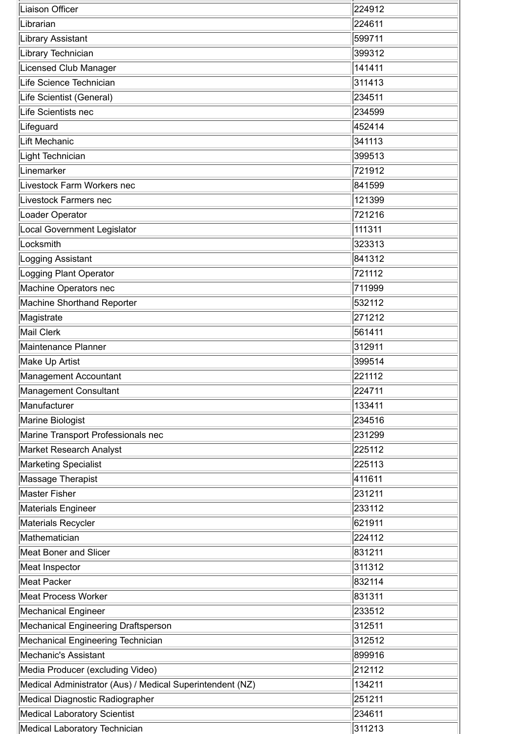| | |
|---|---|
| Liaison Officer | 224912 |
| Librarian | 224611 |
| Library Assistant | 599711 |
| Library Technician | 399312 |
| Licensed Club Manager | 141411 |
| Life Science Technician | 311413 |
| Life Scientist (General) | 234511 |
| Life Scientists nec | 234599 |
| Lifeguard | 452414 |
| Lift Mechanic | 341113 |
| Light Technician | 399513 |
| Linemarker | 721912 |
| Livestock Farm Workers nec | 841599 |
| Livestock Farmers nec | 121399 |
| Loader Operator | 721216 |
| Local Government Legislator | 111311 |
| Locksmith | 323313 |
| Logging Assistant | 841312 |
| Logging Plant Operator | 721112 |
| Machine Operators nec | 711999 |
| Machine Shorthand Reporter | 532112 |
| Magistrate | 271212 |
| Mail Clerk | 561411 |
| Maintenance Planner | 312911 |
| Make Up Artist | 399514 |
| Management Accountant | 221112 |
| Management Consultant | 224711 |
| Manufacturer | 133411 |
| Marine Biologist | 234516 |
| Marine Transport Professionals nec | 231299 |
| Market Research Analyst | 225112 |
| Marketing Specialist | 225113 |
| Massage Therapist | 411611 |
| Master Fisher | 231211 |
| Materials Engineer | 233112 |
| Materials Recycler | 621911 |
| Mathematician | 224112 |
| Meat Boner and Slicer | 831211 |
| Meat Inspector | 311312 |
| Meat Packer | 832114 |
| Meat Process Worker | 831311 |
| Mechanical Engineer | 233512 |
| Mechanical Engineering Draftsperson | 312511 |
| Mechanical Engineering Technician | 312512 |
| Mechanic's Assistant | 899916 |
| Media Producer (excluding Video) | 212112 |
| Medical Administrator (Aus) / Medical Superintendent (NZ) | 134211 |
| Medical Diagnostic Radiographer | 251211 |
| Medical Laboratory Scientist | 234611 |
| Medical Laboratory Technician | 311213 |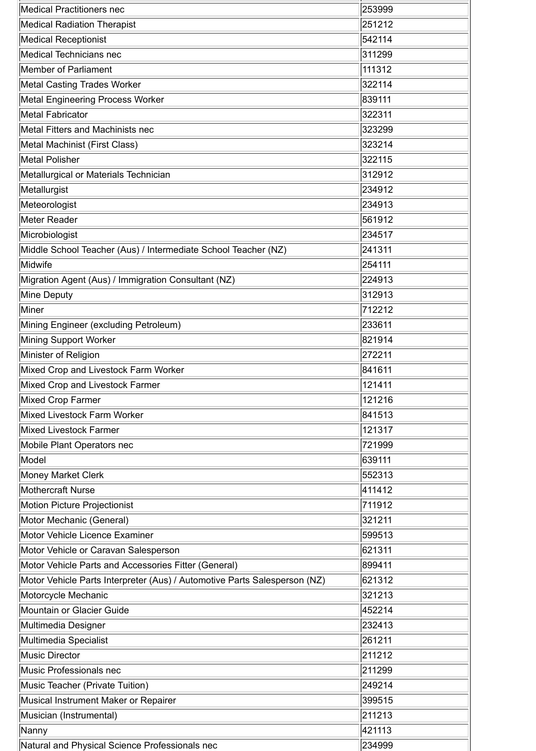| | |
|---|---|
| Medical Practitioners nec | 253999 |
| Medical Radiation Therapist | 251212 |
| Medical Receptionist | 542114 |
| Medical Technicians nec | 311299 |
| Member of Parliament | 111312 |
| Metal Casting Trades Worker | 322114 |
| Metal Engineering Process Worker | 839111 |
| Metal Fabricator | 322311 |
| Metal Fitters and Machinists nec | 323299 |
| Metal Machinist (First Class) | 323214 |
| Metal Polisher | 322115 |
| Metallurgical or Materials Technician | 312912 |
| Metallurgist | 234912 |
| Meteorologist | 234913 |
| Meter Reader | 561912 |
| Microbiologist | 234517 |
| Middle School Teacher (Aus) / Intermediate School Teacher (NZ) | 241311 |
| Midwife | 254111 |
| Migration Agent (Aus) / Immigration Consultant (NZ) | 224913 |
| Mine Deputy | 312913 |
| Miner | 712212 |
| Mining Engineer (excluding Petroleum) | 233611 |
| Mining Support Worker | 821914 |
| Minister of Religion | 272211 |
| Mixed Crop and Livestock Farm Worker | 841611 |
| Mixed Crop and Livestock Farmer | 121411 |
| Mixed Crop Farmer | 121216 |
| Mixed Livestock Farm Worker | 841513 |
| Mixed Livestock Farmer | 121317 |
| Mobile Plant Operators nec | 721999 |
| Model | 639111 |
| Money Market Clerk | 552313 |
| Mothercraft Nurse | 411412 |
| Motion Picture Projectionist | 711912 |
| Motor Mechanic (General) | 321211 |
| Motor Vehicle Licence Examiner | 599513 |
| Motor Vehicle or Caravan Salesperson | 621311 |
| Motor Vehicle Parts and Accessories Fitter (General) | 899411 |
| Motor Vehicle Parts Interpreter (Aus) / Automotive Parts Salesperson (NZ) | 621312 |
| Motorcycle Mechanic | 321213 |
| Mountain or Glacier Guide | 452214 |
| Multimedia Designer | 232413 |
| Multimedia Specialist | 261211 |
| Music Director | 211212 |
| Music Professionals nec | 211299 |
| Music Teacher (Private Tuition) | 249214 |
| Musical Instrument Maker or Repairer | 399515 |
| Musician (Instrumental) | 211213 |
| Nanny | 421113 |
| Natural and Physical Science Professionals nec | 234999 |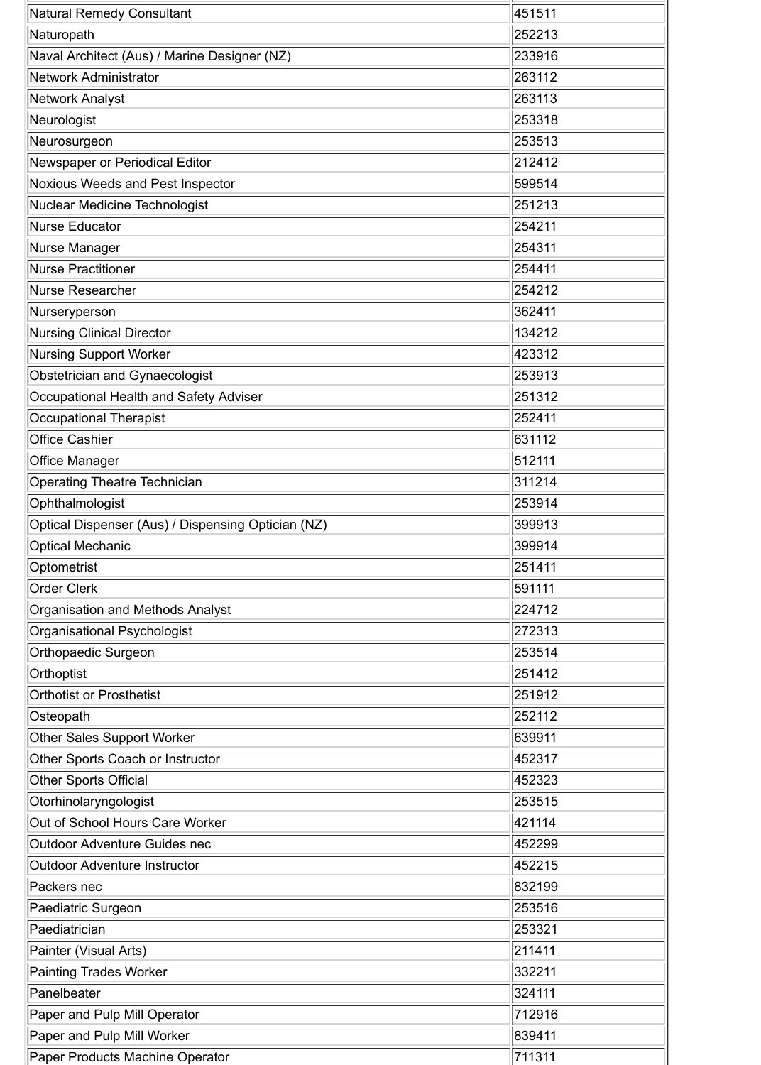| | |
|---|---|
| Natural Remedy Consultant | 451511 |
| Naturopath | 252213 |
| Naval Architect (Aus) / Marine Designer (NZ) | 233916 |
| Network Administrator | 263112 |
| Network Analyst | 263113 |
| Neurologist | 253318 |
| Neurosurgeon | 253513 |
| Newspaper or Periodical Editor | 212412 |
| Noxious Weeds and Pest Inspector | 599514 |
| Nuclear Medicine Technologist | 251213 |
| Nurse Educator | 254211 |
| Nurse Manager | 254311 |
| Nurse Practitioner | 254411 |
| Nurse Researcher | 254212 |
| Nurseryperson | 362411 |
| Nursing Clinical Director | 134212 |
| Nursing Support Worker | 423312 |
| Obstetrician and Gynaecologist | 253913 |
| Occupational Health and Safety Adviser | 251312 |
| Occupational Therapist | 252411 |
| Office Cashier | 631112 |
| Office Manager | 512111 |
| Operating Theatre Technician | 311214 |
| Ophthalmologist | 253914 |
| Optical Dispenser (Aus) / Dispensing Optician (NZ) | 399913 |
| Optical Mechanic | 399914 |
| Optometrist | 251411 |
| Order Clerk | 591111 |
| Organisation and Methods Analyst | 224712 |
| Organisational Psychologist | 272313 |
| Orthopaedic Surgeon | 253514 |
| Orthoptist | 251412 |
| Orthotist or Prosthetist | 251912 |
| Osteopath | 252112 |
| Other Sales Support Worker | 639911 |
| Other Sports Coach or Instructor | 452317 |
| Other Sports Official | 452323 |
| Otorhinolaryngologist | 253515 |
| Out of School Hours Care Worker | 421114 |
| Outdoor Adventure Guides nec | 452299 |
| Outdoor Adventure Instructor | 452215 |
| Packers nec | 832199 |
| Paediatric Surgeon | 253516 |
| Paediatrician | 253321 |
| Painter (Visual Arts) | 211411 |
| Painting Trades Worker | 332211 |
| Panelbeater | 324111 |
| Paper and Pulp Mill Operator | 712916 |
| Paper and Pulp Mill Worker | 839411 |
| Paper Products Machine Operator | 711311 |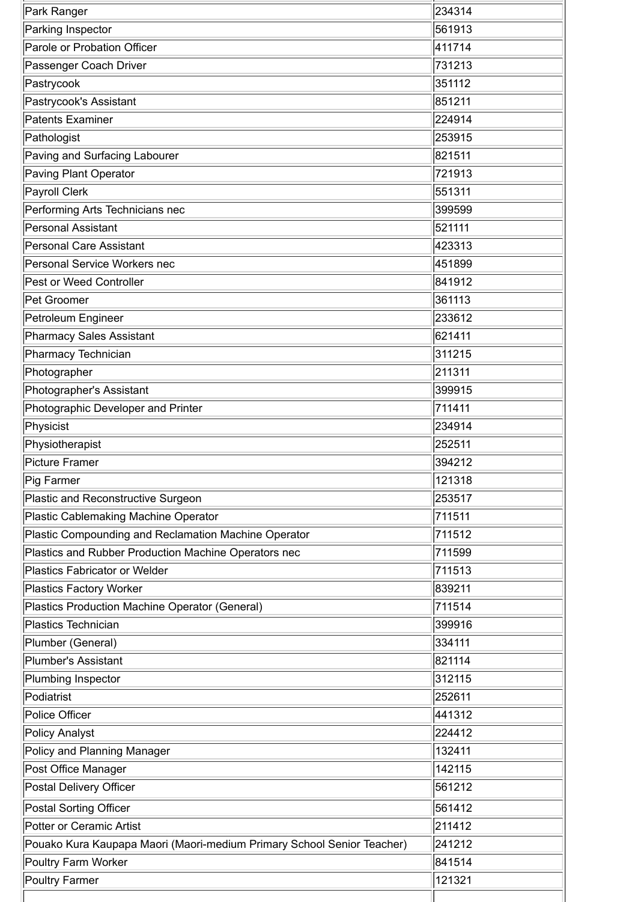| | |
|---|---|
| Park Ranger | 234314 |
| Parking Inspector | 561913 |
| Parole or Probation Officer | 411714 |
| Passenger Coach Driver | 731213 |
| Pastrycook | 351112 |
| Pastrycook's Assistant | 851211 |
| Patents Examiner | 224914 |
| Pathologist | 253915 |
| Paving and Surfacing Labourer | 821511 |
| Paving Plant Operator | 721913 |
| Payroll Clerk | 551311 |
| Performing Arts Technicians nec | 399599 |
| Personal Assistant | 521111 |
| Personal Care Assistant | 423313 |
| Personal Service Workers nec | 451899 |
| Pest or Weed Controller | 841912 |
| Pet Groomer | 361113 |
| Petroleum Engineer | 233612 |
| Pharmacy Sales Assistant | 621411 |
| Pharmacy Technician | 311215 |
| Photographer | 211311 |
| Photographer's Assistant | 399915 |
| Photographic Developer and Printer | 711411 |
| Physicist | 234914 |
| Physiotherapist | 252511 |
| Picture Framer | 394212 |
| Pig Farmer | 121318 |
| Plastic and Reconstructive Surgeon | 253517 |
| Plastic Cablemaking Machine Operator | 711511 |
| Plastic Compounding and Reclamation Machine Operator | 711512 |
| Plastics and Rubber Production Machine Operators nec | 711599 |
| Plastics Fabricator or Welder | 711513 |
| Plastics Factory Worker | 839211 |
| Plastics Production Machine Operator (General) | 711514 |
| Plastics Technician | 399916 |
| Plumber (General) | 334111 |
| Plumber's Assistant | 821114 |
| Plumbing Inspector | 312115 |
| Podiatrist | 252611 |
| Police Officer | 441312 |
| Policy Analyst | 224412 |
| Policy and Planning Manager | 132411 |
| Post Office Manager | 142115 |
| Postal Delivery Officer | 561212 |
| Postal Sorting Officer | 561412 |
| Potter or Ceramic Artist | 211412 |
| Pouako Kura Kaupapa Maori (Maori-medium Primary School Senior Teacher) | 241212 |
| Poultry Farm Worker | 841514 |
| Poultry Farmer | 121321 |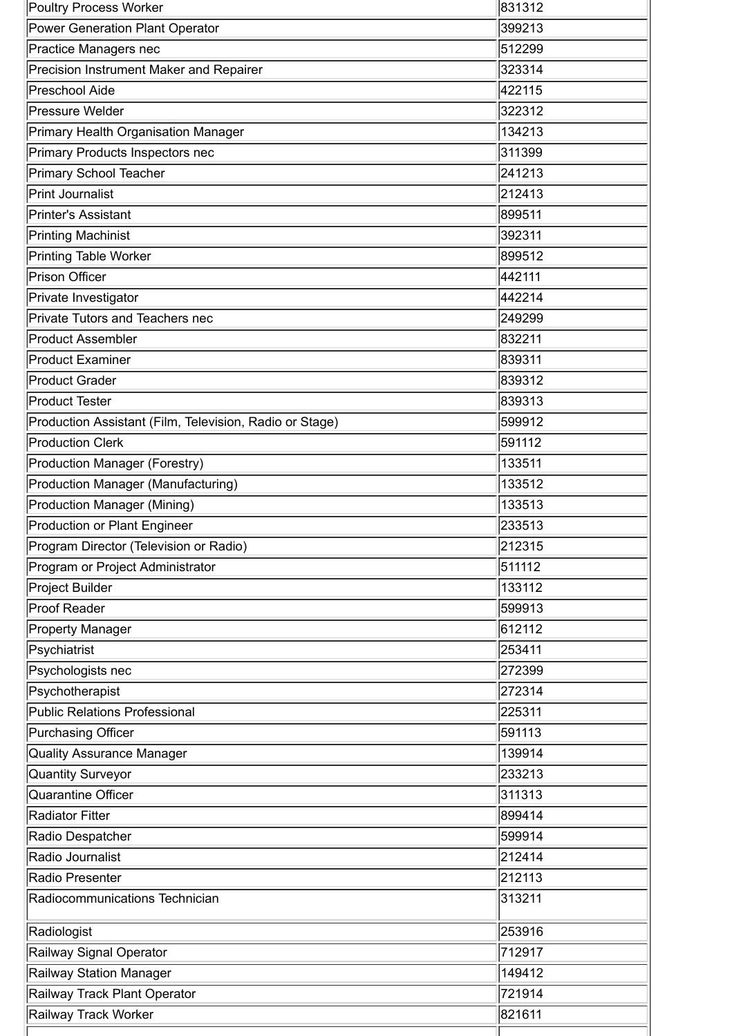| | |
|---|---|
| Poultry Process Worker | 831312 |
| Power Generation Plant Operator | 399213 |
| Practice Managers nec | 512299 |
| Precision Instrument Maker and Repairer | 323314 |
| Preschool Aide | 422115 |
| Pressure Welder | 322312 |
| Primary Health Organisation Manager | 134213 |
| Primary Products Inspectors nec | 311399 |
| Primary School Teacher | 241213 |
| Print Journalist | 212413 |
| Printer's Assistant | 899511 |
| Printing Machinist | 392311 |
| Printing Table Worker | 899512 |
| Prison Officer | 442111 |
| Private Investigator | 442214 |
| Private Tutors and Teachers nec | 249299 |
| Product Assembler | 832211 |
| Product Examiner | 839311 |
| Product Grader | 839312 |
| Product Tester | 839313 |
| Production Assistant (Film, Television, Radio or Stage) | 599912 |
| Production Clerk | 591112 |
| Production Manager (Forestry) | 133511 |
| Production Manager (Manufacturing) | 133512 |
| Production Manager (Mining) | 133513 |
| Production or Plant Engineer | 233513 |
| Program Director (Television or Radio) | 212315 |
| Program or Project Administrator | 511112 |
| Project Builder | 133112 |
| Proof Reader | 599913 |
| Property Manager | 612112 |
| Psychiatrist | 253411 |
| Psychologists nec | 272399 |
| Psychotherapist | 272314 |
| Public Relations Professional | 225311 |
| Purchasing Officer | 591113 |
| Quality Assurance Manager | 139914 |
| Quantity Surveyor | 233213 |
| Quarantine Officer | 311313 |
| Radiator Fitter | 899414 |
| Radio Despatcher | 599914 |
| Radio Journalist | 212414 |
| Radio Presenter | 212113 |
| Radiocommunications Technician | 313211 |
| Radiologist | 253916 |
| Railway Signal Operator | 712917 |
| Railway Station Manager | 149412 |
| Railway Track Plant Operator | 721914 |
| Railway Track Worker | 821611 |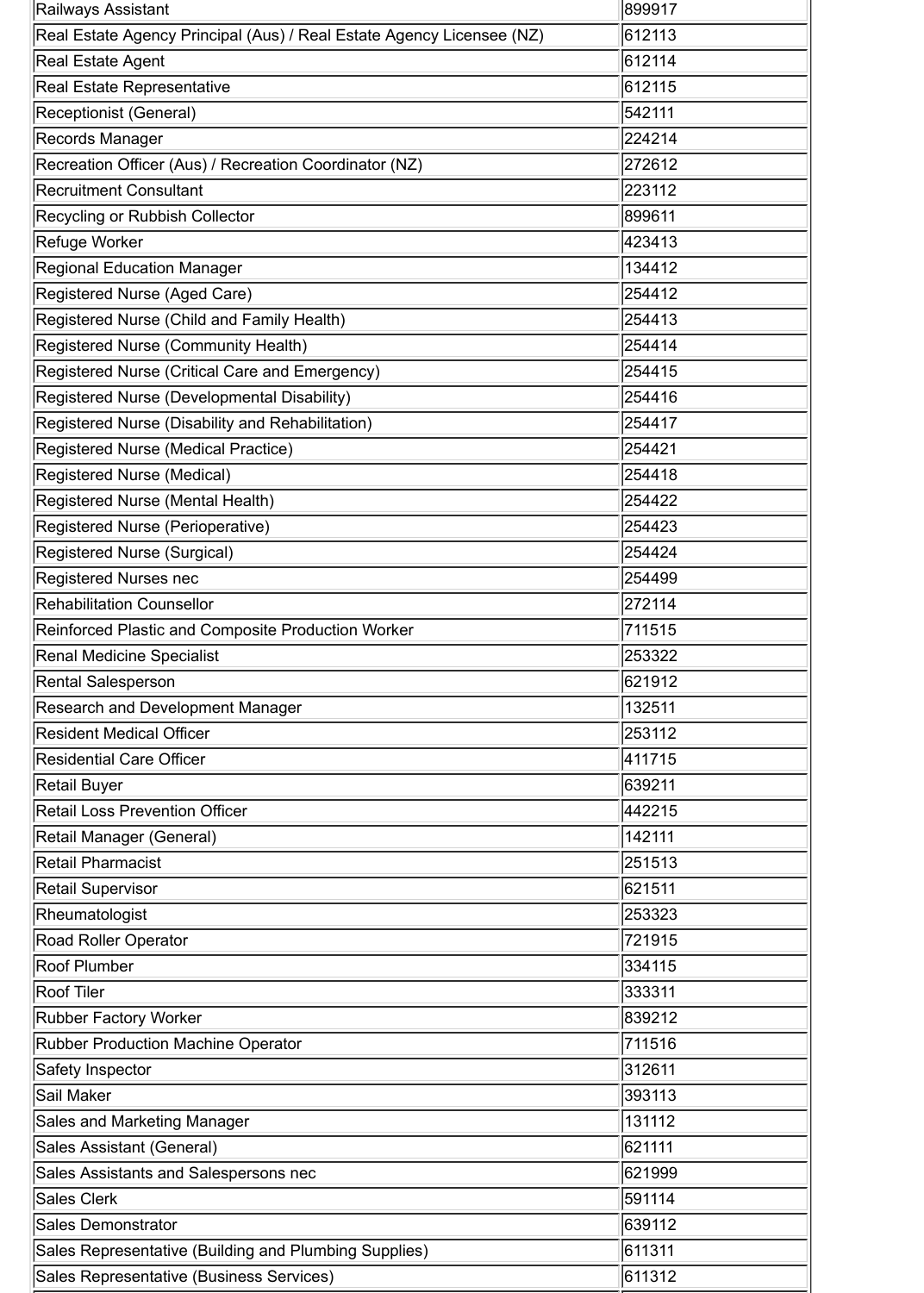| | |
|---|---|
| Railways Assistant | 899917 |
| Real Estate Agency Principal (Aus) / Real Estate Agency Licensee (NZ) | 612113 |
| Real Estate Agent | 612114 |
| Real Estate Representative | 612115 |
| Receptionist (General) | 542111 |
| Records Manager | 224214 |
| Recreation Officer (Aus) / Recreation Coordinator (NZ) | 272612 |
| Recruitment Consultant | 223112 |
| Recycling or Rubbish Collector | 899611 |
| Refuge Worker | 423413 |
| Regional Education Manager | 134412 |
| Registered Nurse (Aged Care) | 254412 |
| Registered Nurse (Child and Family Health) | 254413 |
| Registered Nurse (Community Health) | 254414 |
| Registered Nurse (Critical Care and Emergency) | 254415 |
| Registered Nurse (Developmental Disability) | 254416 |
| Registered Nurse (Disability and Rehabilitation) | 254417 |
| Registered Nurse (Medical Practice) | 254421 |
| Registered Nurse (Medical) | 254418 |
| Registered Nurse (Mental Health) | 254422 |
| Registered Nurse (Perioperative) | 254423 |
| Registered Nurse (Surgical) | 254424 |
| Registered Nurses nec | 254499 |
| Rehabilitation Counsellor | 272114 |
| Reinforced Plastic and Composite Production Worker | 711515 |
| Renal Medicine Specialist | 253322 |
| Rental Salesperson | 621912 |
| Research and Development Manager | 132511 |
| Resident Medical Officer | 253112 |
| Residential Care Officer | 411715 |
| Retail Buyer | 639211 |
| Retail Loss Prevention Officer | 442215 |
| Retail Manager (General) | 142111 |
| Retail Pharmacist | 251513 |
| Retail Supervisor | 621511 |
| Rheumatologist | 253323 |
| Road Roller Operator | 721915 |
| Roof Plumber | 334115 |
| Roof Tiler | 333311 |
| Rubber Factory Worker | 839212 |
| Rubber Production Machine Operator | 711516 |
| Safety Inspector | 312611 |
| Sail Maker | 393113 |
| Sales and Marketing Manager | 131112 |
| Sales Assistant (General) | 621111 |
| Sales Assistants and Salespersons nec | 621999 |
| Sales Clerk | 591114 |
| Sales Demonstrator | 639112 |
| Sales Representative (Building and Plumbing Supplies) | 611311 |
| Sales Representative (Business Services) | 611312 |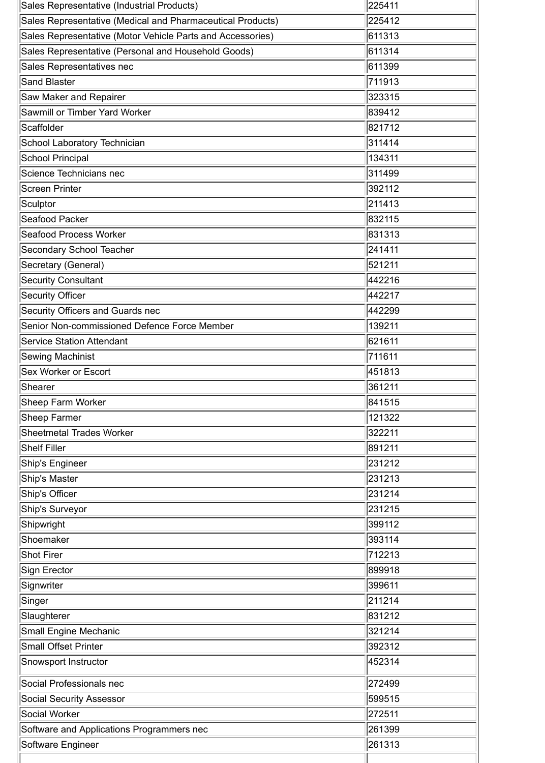| | |
|---|---|
| Sales Representative (Industrial Products) | 225411 |
| Sales Representative (Medical and Pharmaceutical Products) | 225412 |
| Sales Representative (Motor Vehicle Parts and Accessories) | 611313 |
| Sales Representative (Personal and Household Goods) | 611314 |
| Sales Representatives nec | 611399 |
| Sand Blaster | 711913 |
| Saw Maker and Repairer | 323315 |
| Sawmill or Timber Yard Worker | 839412 |
| Scaffolder | 821712 |
| School Laboratory Technician | 311414 |
| School Principal | 134311 |
| Science Technicians nec | 311499 |
| Screen Printer | 392112 |
| Sculptor | 211413 |
| Seafood Packer | 832115 |
| Seafood Process Worker | 831313 |
| Secondary School Teacher | 241411 |
| Secretary (General) | 521211 |
| Security Consultant | 442216 |
| Security Officer | 442217 |
| Security Officers and Guards nec | 442299 |
| Senior Non-commissioned Defence Force Member | 139211 |
| Service Station Attendant | 621611 |
| Sewing Machinist | 711611 |
| Sex Worker or Escort | 451813 |
| Shearer | 361211 |
| Sheep Farm Worker | 841515 |
| Sheep Farmer | 121322 |
| Sheetmetal Trades Worker | 322211 |
| Shelf Filler | 891211 |
| Ship's Engineer | 231212 |
| Ship's Master | 231213 |
| Ship's Officer | 231214 |
| Ship's Surveyor | 231215 |
| Shipwright | 399112 |
| Shoemaker | 393114 |
| Shot Firer | 712213 |
| Sign Erector | 899918 |
| Signwriter | 399611 |
| Singer | 211214 |
| Slaughterer | 831212 |
| Small Engine Mechanic | 321214 |
| Small Offset Printer | 392312 |
| Snowsport Instructor | 452314 |
| Social Professionals nec | 272499 |
| Social Security Assessor | 599515 |
| Social Worker | 272511 |
| Software and Applications Programmers nec | 261399 |
| Software Engineer | 261313 |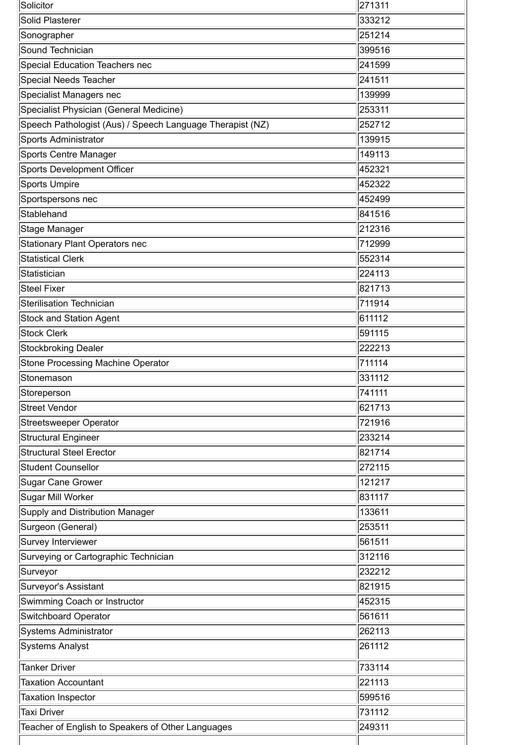| | |
|---|---|
| Solicitor | 271311 |
| Solid Plasterer | 333212 |
| Sonographer | 251214 |
| Sound Technician | 399516 |
| Special Education Teachers nec | 241599 |
| Special Needs Teacher | 241511 |
| Specialist Managers nec | 139999 |
| Specialist Physician (General Medicine) | 253311 |
| Speech Pathologist (Aus) / Speech Language Therapist (NZ) | 252712 |
| Sports Administrator | 139915 |
| Sports Centre Manager | 149113 |
| Sports Development Officer | 452321 |
| Sports Umpire | 452322 |
| Sportspersons nec | 452499 |
| Stablehand | 841516 |
| Stage Manager | 212316 |
| Stationary Plant Operators nec | 712999 |
| Statistical Clerk | 552314 |
| Statistician | 224113 |
| Steel Fixer | 821713 |
| Sterilisation Technician | 711914 |
| Stock and Station Agent | 611112 |
| Stock Clerk | 591115 |
| Stockbroking Dealer | 222213 |
| Stone Processing Machine Operator | 711114 |
| Stonemason | 331112 |
| Storeperson | 741111 |
| Street Vendor | 621713 |
| Streetsweeper Operator | 721916 |
| Structural Engineer | 233214 |
| Structural Steel Erector | 821714 |
| Student Counsellor | 272115 |
| Sugar Cane Grower | 121217 |
| Sugar Mill Worker | 831117 |
| Supply and Distribution Manager | 133611 |
| Surgeon (General) | 253511 |
| Survey Interviewer | 561511 |
| Surveying or Cartographic Technician | 312116 |
| Surveyor | 232212 |
| Surveyor's Assistant | 821915 |
| Swimming Coach or Instructor | 452315 |
| Switchboard Operator | 561611 |
| Systems Administrator | 262113 |
| Systems Analyst | 261112 |
| Tanker Driver | 733114 |
| Taxation Accountant | 221113 |
| Taxation Inspector | 599516 |
| Taxi Driver | 731112 |
| Teacher of English to Speakers of Other Languages | 249311 |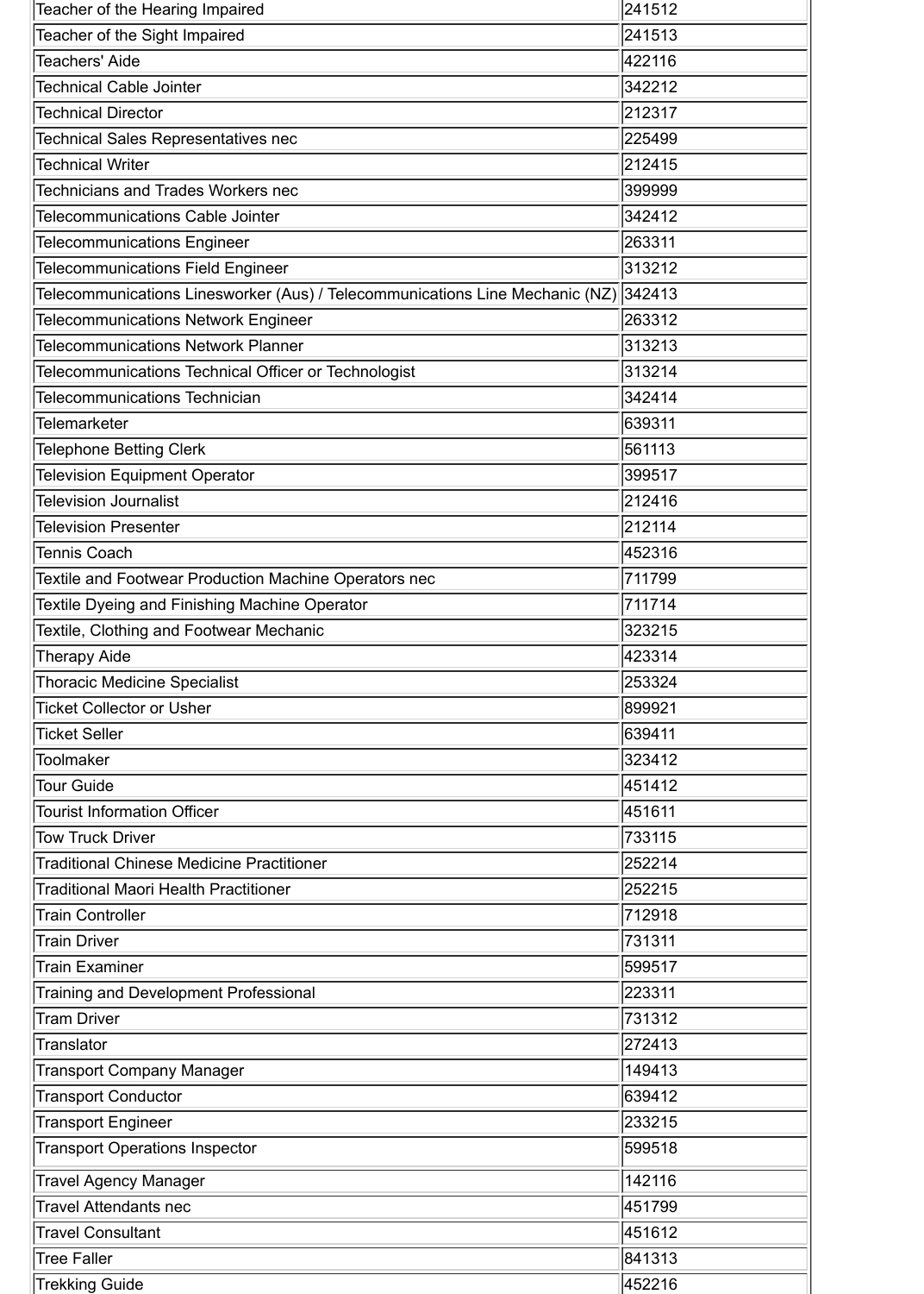| | |
|---|---|
| Teacher of the Hearing Impaired | 241512 |
| Teacher of the Sight Impaired | 241513 |
| Teachers' Aide | 422116 |
| Technical Cable Jointer | 342212 |
| Technical Director | 212317 |
| Technical Sales Representatives nec | 225499 |
| Technical Writer | 212415 |
| Technicians and Trades Workers nec | 399999 |
| Telecommunications Cable Jointer | 342412 |
| Telecommunications Engineer | 263311 |
| Telecommunications Field Engineer | 313212 |
| Telecommunications Linesworker (Aus) / Telecommunications Line Mechanic (NZ) | 342413 |
| Telecommunications Network Engineer | 263312 |
| Telecommunications Network Planner | 313213 |
| Telecommunications Technical Officer or Technologist | 313214 |
| Telecommunications Technician | 342414 |
| Telemarketer | 639311 |
| Telephone Betting Clerk | 561113 |
| Television Equipment Operator | 399517 |
| Television Journalist | 212416 |
| Television Presenter | 212114 |
| Tennis Coach | 452316 |
| Textile and Footwear Production Machine Operators nec | 711799 |
| Textile Dyeing and Finishing Machine Operator | 711714 |
| Textile, Clothing and Footwear Mechanic | 323215 |
| Therapy Aide | 423314 |
| Thoracic Medicine Specialist | 253324 |
| Ticket Collector or Usher | 899921 |
| Ticket Seller | 639411 |
| Toolmaker | 323412 |
| Tour Guide | 451412 |
| Tourist Information Officer | 451611 |
| Tow Truck Driver | 733115 |
| Traditional Chinese Medicine Practitioner | 252214 |
| Traditional Maori Health Practitioner | 252215 |
| Train Controller | 712918 |
| Train Driver | 731311 |
| Train Examiner | 599517 |
| Training and Development Professional | 223311 |
| Tram Driver | 731312 |
| Translator | 272413 |
| Transport Company Manager | 149413 |
| Transport Conductor | 639412 |
| Transport Engineer | 233215 |
| Transport Operations Inspector | 599518 |
| Travel Agency Manager | 142116 |
| Travel Attendants nec | 451799 |
| Travel Consultant | 451612 |
| Tree Faller | 841313 |
| Trekking Guide | 452216 |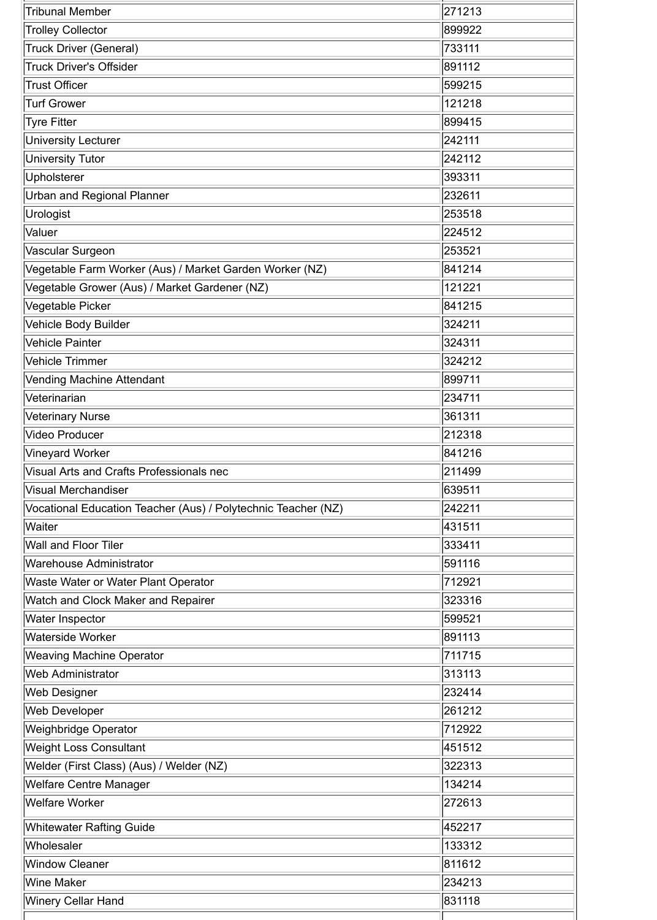| | |
|---|---|
| Tribunal Member | 271213 |
| Trolley Collector | 899922 |
| Truck Driver (General) | 733111 |
| Truck Driver's Offsider | 891112 |
| Trust Officer | 599215 |
| Turf Grower | 121218 |
| Tyre Fitter | 899415 |
| University Lecturer | 242111 |
| University Tutor | 242112 |
| Upholsterer | 393311 |
| Urban and Regional Planner | 232611 |
| Urologist | 253518 |
| Valuer | 224512 |
| Vascular Surgeon | 253521 |
| Vegetable Farm Worker (Aus) / Market Garden Worker (NZ) | 841214 |
| Vegetable Grower (Aus) / Market Gardener (NZ) | 121221 |
| Vegetable Picker | 841215 |
| Vehicle Body Builder | 324211 |
| Vehicle Painter | 324311 |
| Vehicle Trimmer | 324212 |
| Vending Machine Attendant | 899711 |
| Veterinarian | 234711 |
| Veterinary Nurse | 361311 |
| Video Producer | 212318 |
| Vineyard Worker | 841216 |
| Visual Arts and Crafts Professionals nec | 211499 |
| Visual Merchandiser | 639511 |
| Vocational Education Teacher (Aus) / Polytechnic Teacher (NZ) | 242211 |
| Waiter | 431511 |
| Wall and Floor Tiler | 333411 |
| Warehouse Administrator | 591116 |
| Waste Water or Water Plant Operator | 712921 |
| Watch and Clock Maker and Repairer | 323316 |
| Water Inspector | 599521 |
| Waterside Worker | 891113 |
| Weaving Machine Operator | 711715 |
| Web Administrator | 313113 |
| Web Designer | 232414 |
| Web Developer | 261212 |
| Weighbridge Operator | 712922 |
| Weight Loss Consultant | 451512 |
| Welder (First Class) (Aus) / Welder (NZ) | 322313 |
| Welfare Centre Manager | 134214 |
| Welfare Worker | 272613 |
| Whitewater Rafting Guide | 452217 |
| Wholesaler | 133312 |
| Window Cleaner | 811612 |
| Wine Maker | 234213 |
| Winery Cellar Hand | 831118 |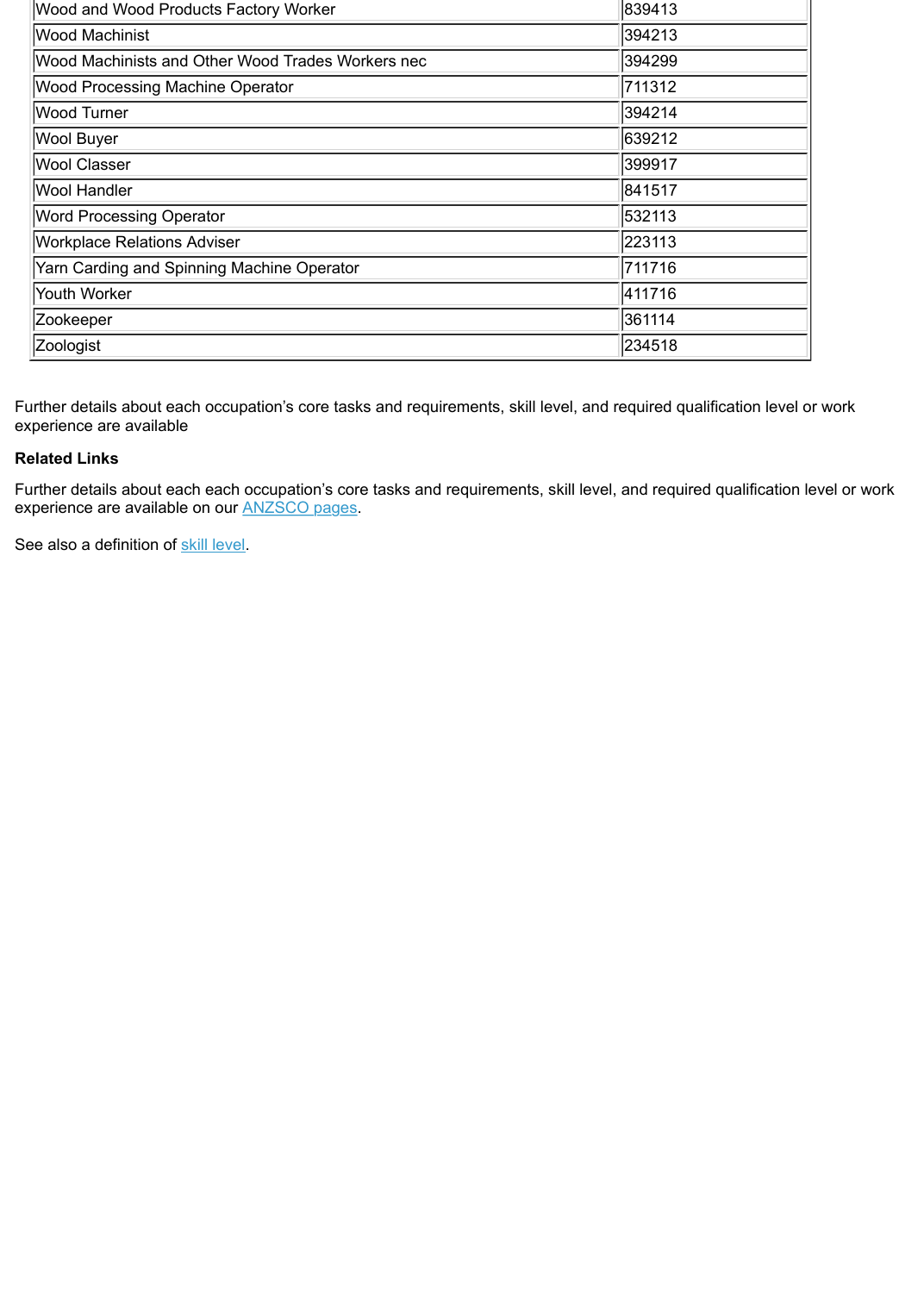| | |
|---|---|
| Wood and Wood Products Factory Worker | 839413 |
| Wood Machinist | 394213 |
| Wood Machinists and Other Wood Trades Workers nec | 394299 |
| Wood Processing Machine Operator | 711312 |
| Wood Turner | 394214 |
| Wool Buyer | 639212 |
| Wool Classer | 399917 |
| Wool Handler | 841517 |
| Word Processing Operator | 532113 |
| Workplace Relations Adviser | 223113 |
| Yarn Carding and Spinning Machine Operator | 711716 |
| Youth Worker | 411716 |
| Zookeeper | 361114 |
| Zoologist | 234518 |

Further details about each occupation's core tasks and requirements, skill level, and required qualification level or work experience are available

**Related Links**

Further details about each each occupation's core tasks and requirements, skill level, and required qualification level or work experience are available on our ANZSCO pages.

See also a definition of skill level.